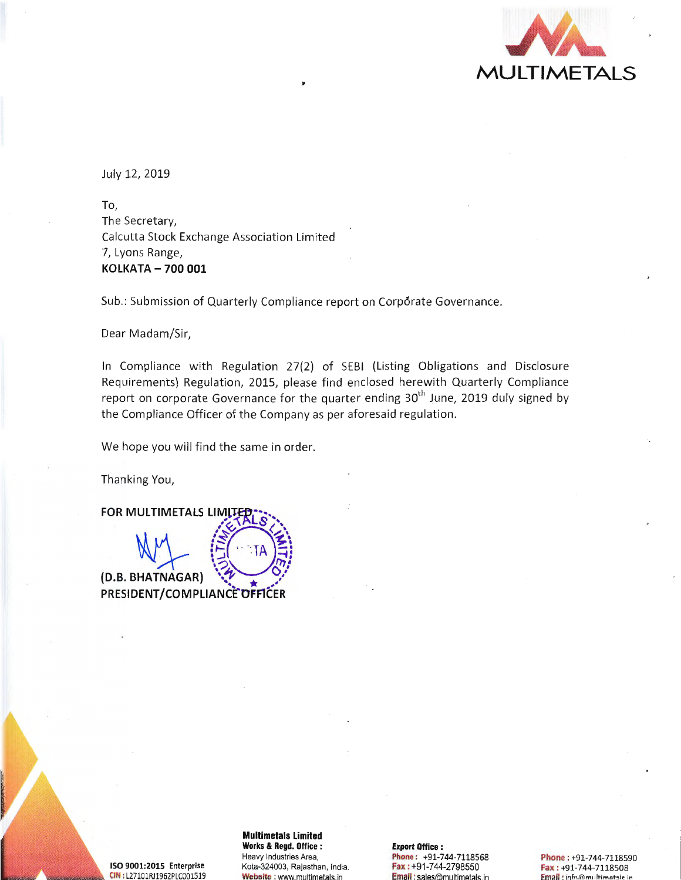MULTIMETALS

July 12, 2019

To,
The Secretary,
Calcutta Stock Exchange Association Limited
7, Lyons Range,
**KOLKATA – 700 001**

Sub.: Submission of Quarterly Compliance report on Corporate Governance.

Dear Madam/Sir,

In Compliance with Regulation 27(2) of SEBI (Listing Obligations and Disclosure Requirements) Regulation, 2015, please find enclosed herewith Quarterly Compliance report on corporate Governance for the quarter ending 30th June, 2019 duly signed by the Compliance Officer of the Company as per aforesaid regulation.

We hope you will find the same in order.

Thanking You,

**FOR MULTIMETALS LIMITED**

**(D.B. BHATNAGAR)**
**PRESIDENT/COMPLIANCE OFFICER**

**ISO 9001:2015 Enterprise**
CIN : L27101RJ1962PLC001519

**Multimetals Limited**
**Works & Regd. Office :**
Heavy Industries Area,
Kota-324003, Rajasthan, India.
Website : www.multimetals.in

**Export Office :**
Phone : +91-744-7118568
Fax : +91-744-2798550
Email : sales@multimetals.in

Phone : +91-744-7118590
Fax : +91-744-7118508
Email : info@multimetals.in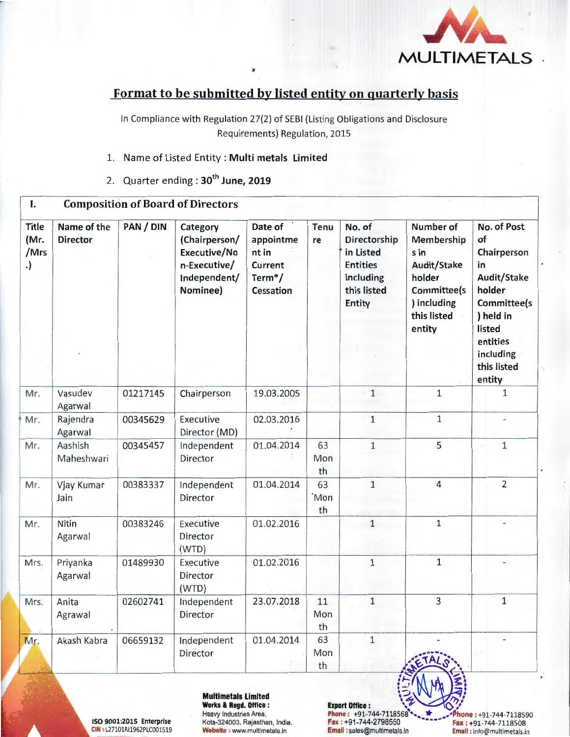## Format to be submitted by listed entity on quarterly basis

In Compliance with Regulation 27(2) of SEBI (Listing Obligations and Disclosure Requirements) Regulation, 2015

1. Name of Listed Entity : **Multi metals Limited**
2. Quarter ending : **30th June, 2019**

| I. | Composition of Board of Directors | | | | | | | |
|---|---|---|---|---|---|---|---|---|
| Title (Mr. /Mrs.) | Name of the Director | PAN / DIN | Category (Chairperson/ Executive/Non-Executive/ Independent/ Nominee) | Date of appointment in Current Term*/ Cessation | Tenure | No. of Directorships in Listed Entities including this listed Entity | Number of Memberships in Audit/Stakeholder Committee(s) including this listed entity | No. of Post of Chairperson in Audit/Stakeholder Committee(s) held in listed entities including this listed entity |
| Mr. | Vasudev Agarwal | 01217145 | Chairperson | 19.03.2005 | | 1 | 1 | 1 |
| Mr. | Rajendra Agarwal | 00345629 | Executive Director (MD) | 02.03.2016 | | 1 | 1 | - |
| Mr. | Aashish Maheshwari | 00345457 | Independent Director | 01.04.2014 | 63 Month | 1 | 5 | 1 |
| Mr. | Vjay Kumar Jain | 00383337 | Independent Director | 01.04.2014 | 63 Month | 1 | 4 | 2 |
| Mr. | Nitin Agarwal | 00383246 | Executive Director (WTD) | 01.02.2016 | | 1 | 1 | - |
| Mrs. | Priyanka Agarwal | 01489930 | Executive Director (WTD) | 01.02.2016 | | 1 | 1 | - |
| Mrs. | Anita Agrawal | 02602741 | Independent Director | 23.07.2018 | 11 Month | 1 | 3 | 1 |
| Mr. | Akash Kabra | 06659132 | Independent Director | 01.04.2014 | 63 Month | 1 | - | - |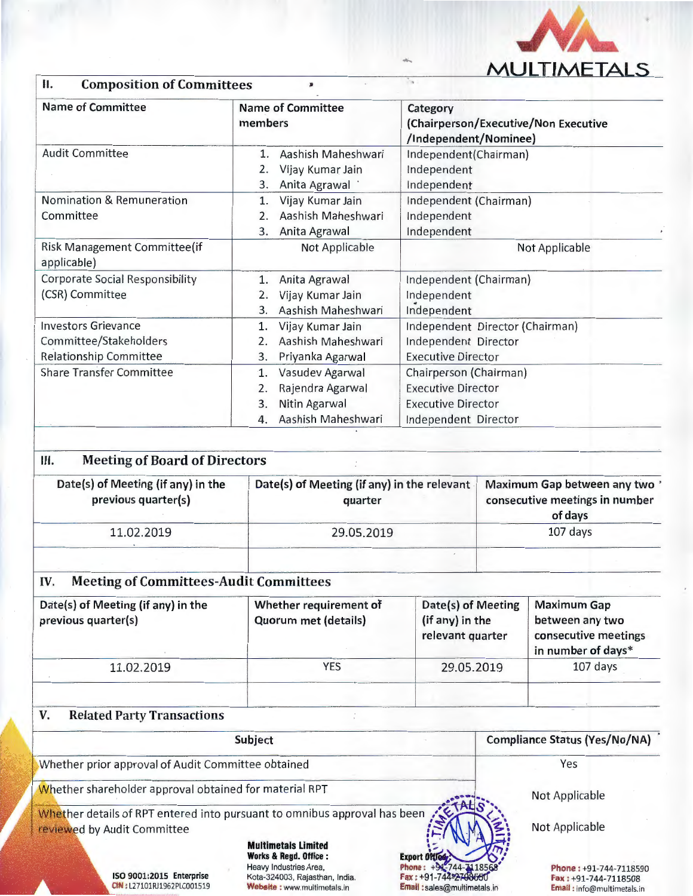## II. Composition of Committees

| Name of Committee | Name of Committee members | Category (Chairperson/Executive/Non Executive /Independent/Nominee) |
|---|---|---|
| Audit Committee | 1. Aashish Maheshwari<br>2. Vijay Kumar Jain<br>3. Anita Agrawal | Independent(Chairman)<br>Independent<br>Independent |
| Nomination & Remuneration Committee | 1. Vijay Kumar Jain<br>2. Aashish Maheshwari<br>3. Anita Agrawal | Independent (Chairman)<br>Independent<br>Independent |
| Risk Management Committee(if applicable) | Not Applicable | Not Applicable |
| Corporate Social Responsibility (CSR) Committee | 1. Anita Agrawal<br>2. Vijay Kumar Jain<br>3. Aashish Maheshwari | Independent (Chairman)<br>Independent<br>Independent |
| Investors Grievance Committee/Stakeholders Relationship Committee | 1. Vijay Kumar Jain<br>2. Aashish Maheshwari<br>3. Priyanka Agarwal | Independent Director (Chairman)<br>Independent Director<br>Executive Director |
| Share Transfer Committee | 1. Vasudev Agarwal<br>2. Rajendra Agarwal<br>3. Nitin Agarwal<br>4. Aashish Maheshwari | Chairperson (Chairman)<br>Executive Director<br>Executive Director<br>Independent Director |

## III. Meeting of Board of Directors

| Date(s) of Meeting (if any) in the previous quarter(s) | Date(s) of Meeting (if any) in the relevant quarter | Maximum Gap between any two consecutive meetings in number of days |
|---|---|---|
| 11.02.2019 | 29.05.2019 | 107 days |
| | | |

## IV. Meeting of Committees-Audit Committees

| Date(s) of Meeting (if any) in the previous quarter(s) | Whether requirement of Quorum met (details) | Date(s) of Meeting (if any) in the relevant quarter | Maximum Gap between any two consecutive meetings in number of days* |
|---|---|---|---|
| 11.02.2019 | YES | 29.05.2019 | 107 days |
| | | | |

## V. Related Party Transactions

| Subject | Compliance Status (Yes/No/NA) |
|---|---|
| Whether prior approval of Audit Committee obtained | Yes |
| Whether shareholder approval obtained for material RPT | Not Applicable |
| Whether details of RPT entered into pursuant to omnibus approval has been reviewed by Audit Committee | Not Applicable |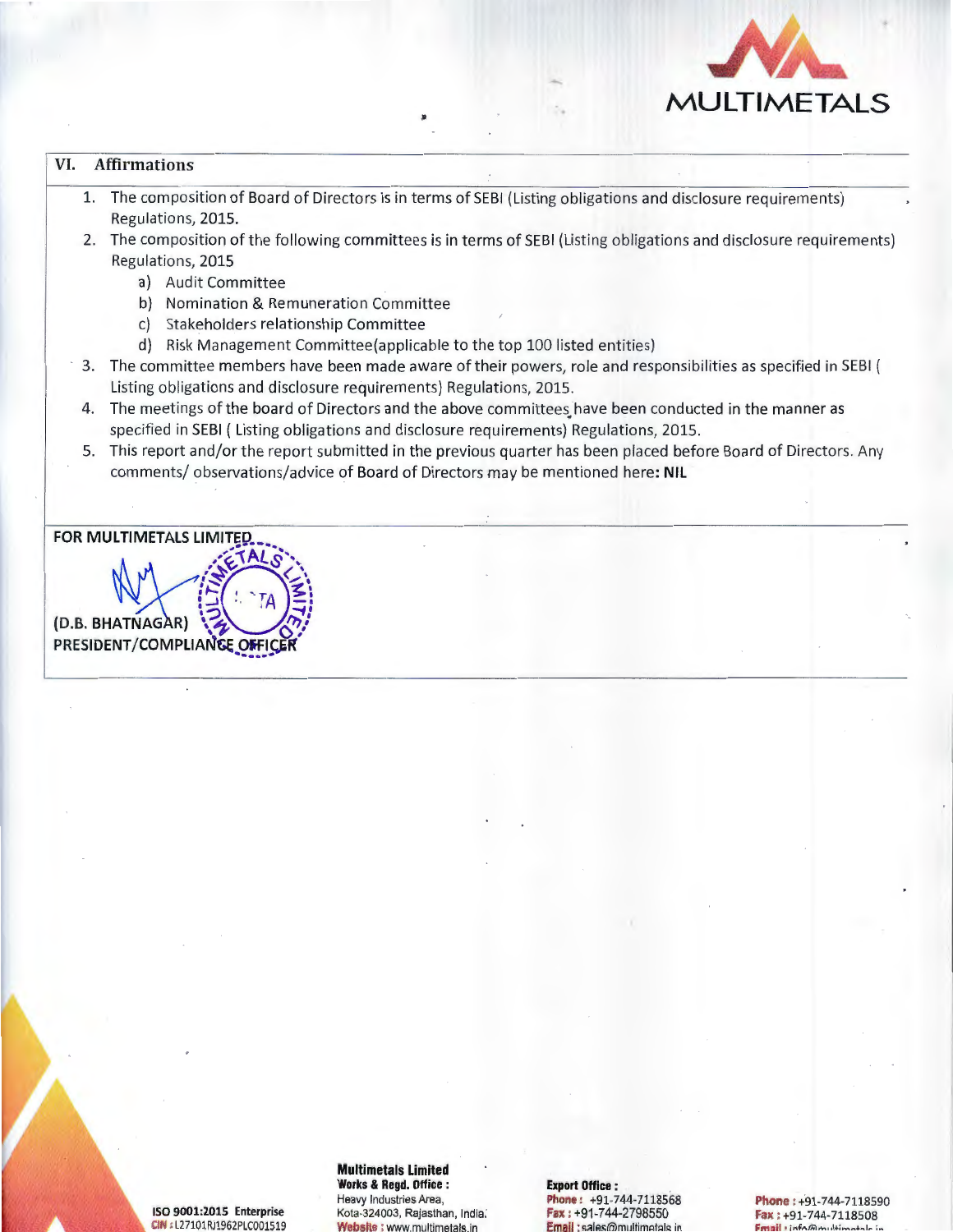## VI. Affirmations

1. The composition of Board of Directors is in terms of SEBI (Listing obligations and disclosure requirements) Regulations, 2015.
2. The composition of the following committees is in terms of SEBI (Listing obligations and disclosure requirements) Regulations, 2015
   a) Audit Committee
   b) Nomination & Remuneration Committee
   c) Stakeholders relationship Committee
   d) Risk Management Committee(applicable to the top 100 listed entities)
3. The committee members have been made aware of their powers, role and responsibilities as specified in SEBI ( Listing obligations and disclosure requirements) Regulations, 2015.
4. The meetings of the board of Directors and the above committees have been conducted in the manner as specified in SEBI ( Listing obligations and disclosure requirements) Regulations, 2015.
5. This report and/or the report submitted in the previous quarter has been placed before Board of Directors. Any comments/ observations/advice of Board of Directors may be mentioned here: **NIL**

**FOR MULTIMETALS LIMITED**

**(D.B. BHATNAGAR)**
**PRESIDENT/COMPLIANCE OFFICER**

ISO 9001:2015 Enterprise
CIN : L27101RJ1962PLC001519

**Multimetals Limited**
**Works & Regd. Office :**
Heavy Industries Area,
Kota-324003, Rajasthan, India.
Website : www.multimetals.in

**Export Office :**
Phone : +91-744-7118568
Fax : +91-744-2798550
Email : sales@multimetals.in

Phone : +91-744-7118590
Fax : +91-744-7118508
Email : info@multimetals.in